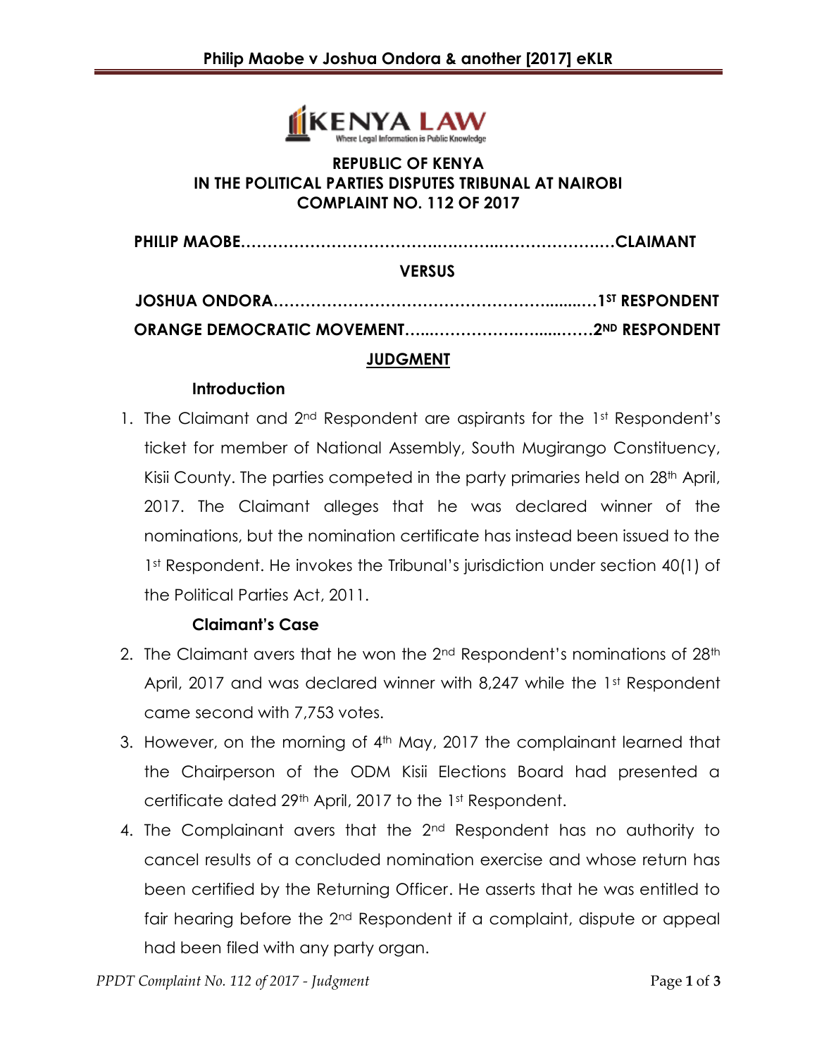**REPUBLIC OF KENYA**
**IN THE POLITICAL PARTIES DISPUTES TRIBUNAL AT NAIROBI**
**COMPLAINT NO. 112 OF 2017**

**PHILIP MAOBE……………………………………………………………CLAIMANT**

**VERSUS**

**JOSHUA ONDORA………………………………………………..........1ST RESPONDENT**

**ORANGE DEMOCRATIC MOVEMENT…....…………….…......……2ND RESPONDENT**

## JUDGMENT

### Introduction

1. The Claimant and 2nd Respondent are aspirants for the 1st Respondent's ticket for member of National Assembly, South Mugirango Constituency, Kisii County. The parties competed in the party primaries held on 28th April, 2017. The Claimant alleges that he was declared winner of the nominations, but the nomination certificate has instead been issued to the 1st Respondent. He invokes the Tribunal's jurisdiction under section 40(1) of the Political Parties Act, 2011.

### Claimant's Case

2. The Claimant avers that he won the 2nd Respondent's nominations of 28th April, 2017 and was declared winner with 8,247 while the 1st Respondent came second with 7,753 votes.
3. However, on the morning of 4th May, 2017 the complainant learned that the Chairperson of the ODM Kisii Elections Board had presented a certificate dated 29th April, 2017 to the 1st Respondent.
4. The Complainant avers that the 2nd Respondent has no authority to cancel results of a concluded nomination exercise and whose return has been certified by the Returning Officer. He asserts that he was entitled to fair hearing before the 2nd Respondent if a complaint, dispute or appeal had been filed with any party organ.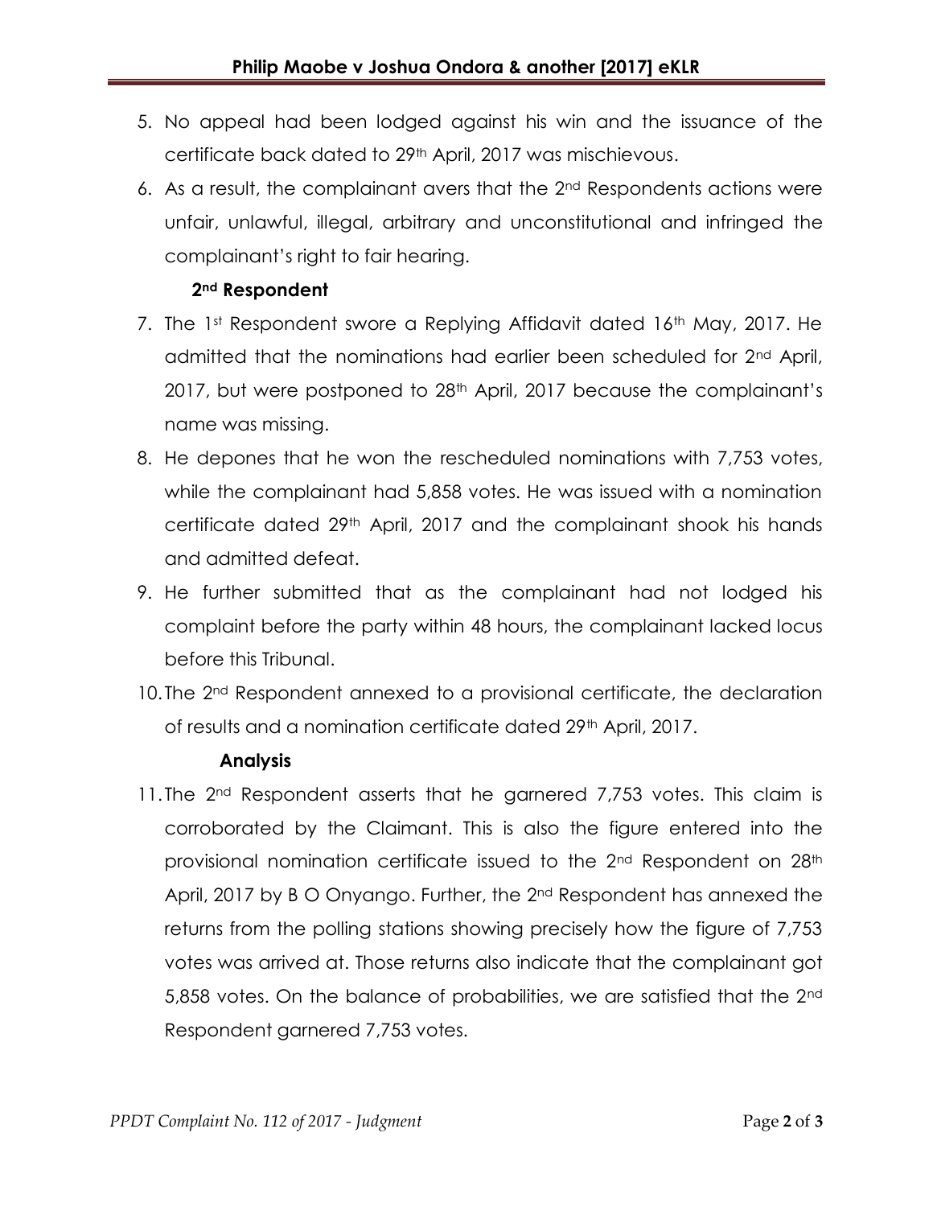5. No appeal had been lodged against his win and the issuance of the certificate back dated to 29th April, 2017 was mischievous.
6. As a result, the complainant avers that the 2nd Respondents actions were unfair, unlawful, illegal, arbitrary and unconstitutional and infringed the complainant's right to fair hearing.

**2nd Respondent**

7. The 1st Respondent swore a Replying Affidavit dated 16th May, 2017. He admitted that the nominations had earlier been scheduled for 2nd April, 2017, but were postponed to 28th April, 2017 because the complainant's name was missing.
8. He depones that he won the rescheduled nominations with 7,753 votes, while the complainant had 5,858 votes. He was issued with a nomination certificate dated 29th April, 2017 and the complainant shook his hands and admitted defeat.
9. He further submitted that as the complainant had not lodged his complaint before the party within 48 hours, the complainant lacked locus before this Tribunal.
10. The 2nd Respondent annexed to a provisional certificate, the declaration of results and a nomination certificate dated 29th April, 2017.

**Analysis**

11. The 2nd Respondent asserts that he garnered 7,753 votes. This claim is corroborated by the Claimant. This is also the figure entered into the provisional nomination certificate issued to the 2nd Respondent on 28th April, 2017 by B O Onyango. Further, the 2nd Respondent has annexed the returns from the polling stations showing precisely how the figure of 7,753 votes was arrived at. Those returns also indicate that the complainant got 5,858 votes. On the balance of probabilities, we are satisfied that the 2nd Respondent garnered 7,753 votes.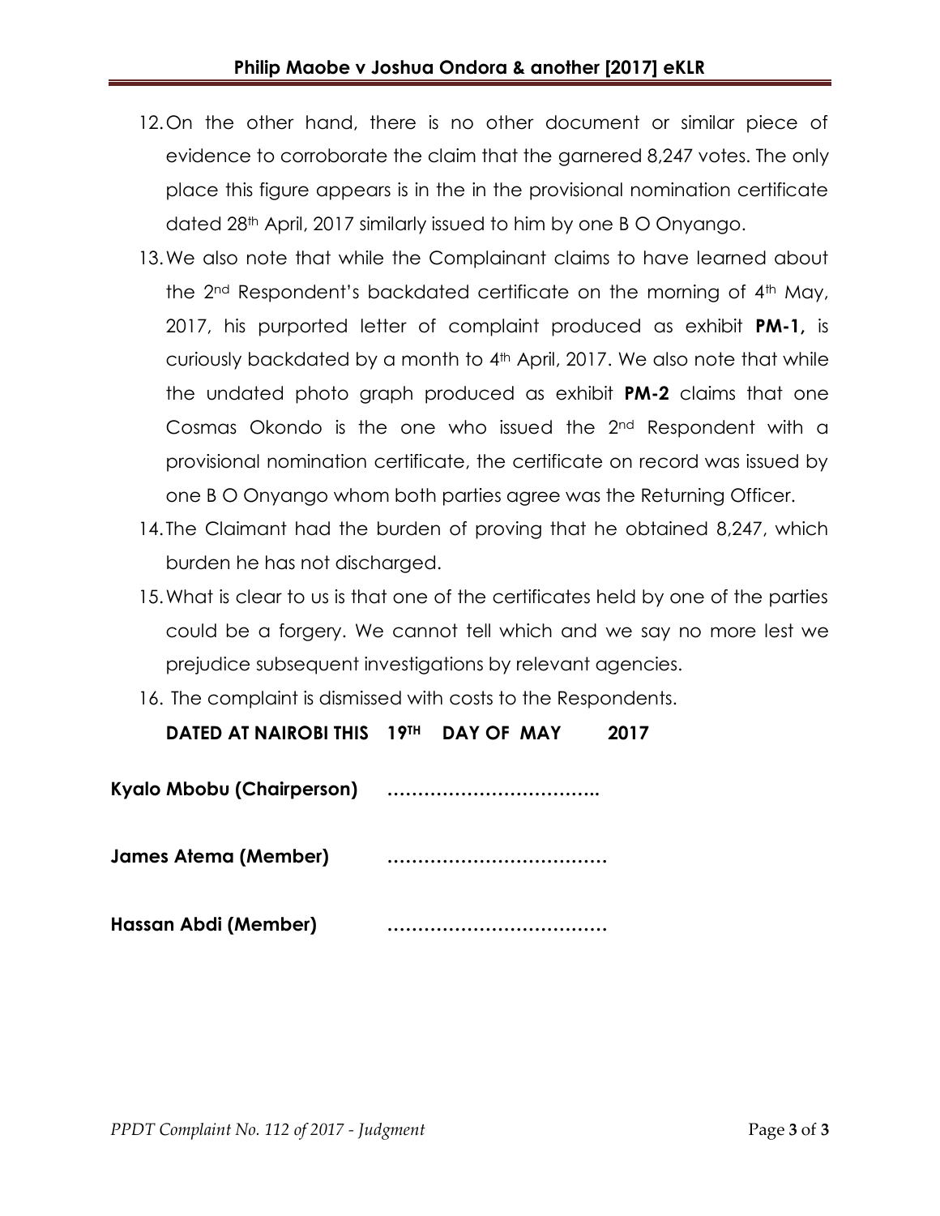12. On the other hand, there is no other document or similar piece of evidence to corroborate the claim that the garnered 8,247 votes. The only place this figure appears is in the in the provisional nomination certificate dated 28th April, 2017 similarly issued to him by one B O Onyango.
13. We also note that while the Complainant claims to have learned about the 2nd Respondent's backdated certificate on the morning of 4th May, 2017, his purported letter of complaint produced as exhibit **PM-1,** is curiously backdated by a month to 4th April, 2017. We also note that while the undated photo graph produced as exhibit **PM-2** claims that one Cosmas Okondo is the one who issued the 2nd Respondent with a provisional nomination certificate, the certificate on record was issued by one B O Onyango whom both parties agree was the Returning Officer.
14. The Claimant had the burden of proving that he obtained 8,247, which burden he has not discharged.
15. What is clear to us is that one of the certificates held by one of the parties could be a forgery. We cannot tell which and we say no more lest we prejudice subsequent investigations by relevant agencies.
16. The complaint is dismissed with costs to the Respondents.

**DATED AT NAIROBI THIS 19TH DAY OF MAY 2017**

**Kyalo Mbobu (Chairperson)** ……………………………..

**James Atema (Member)** ………………………………

**Hassan Abdi (Member)** ………………………………